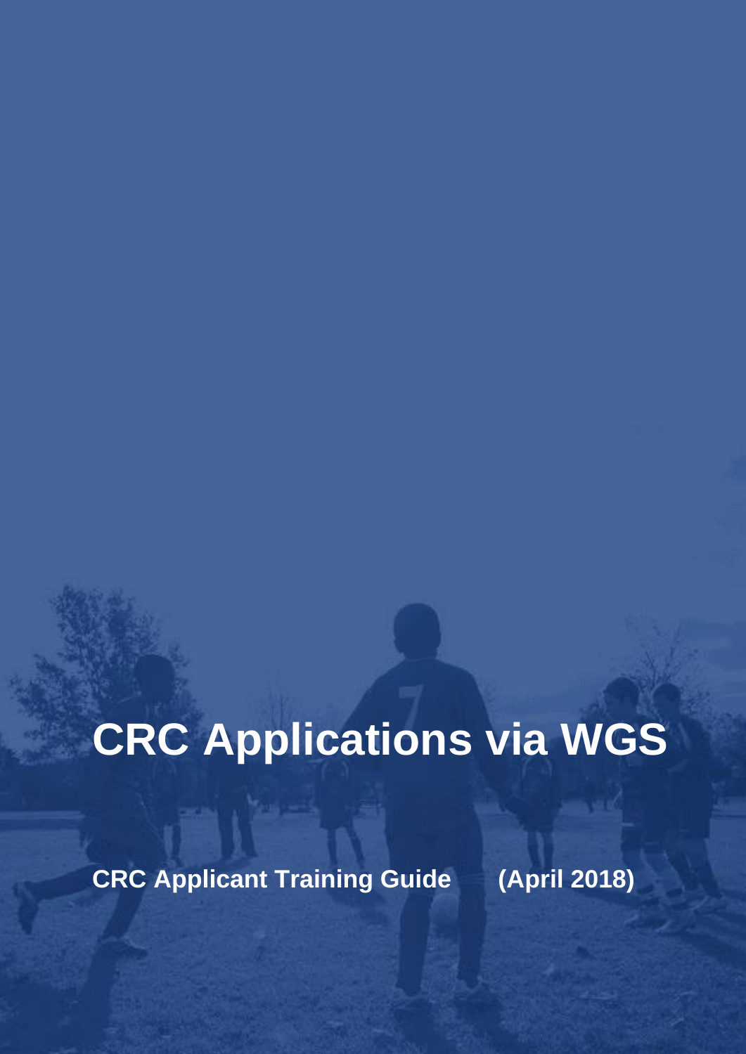# CRC Applications via WGS

**CRC Applicant Training Guide (April 2018)**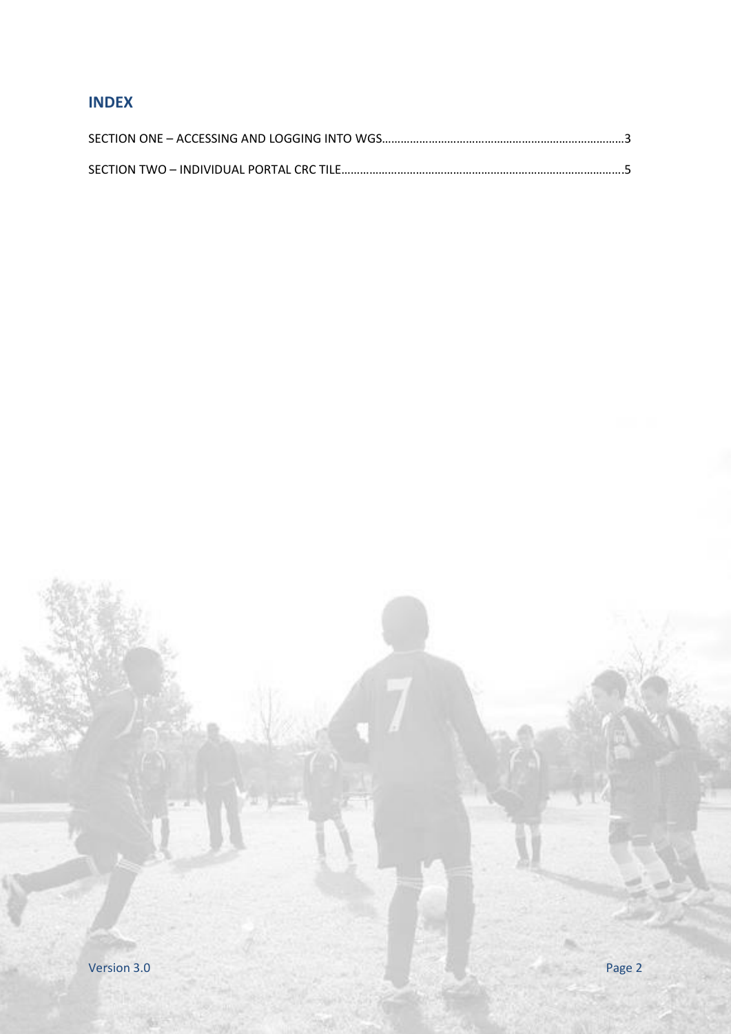## INDEX

SECTION ONE – ACCESSING AND LOGGING INTO WGS……………………………………………………………………3

SECTION TWO – INDIVIDUAL PORTAL CRC TILE……………………………………………………………………………….5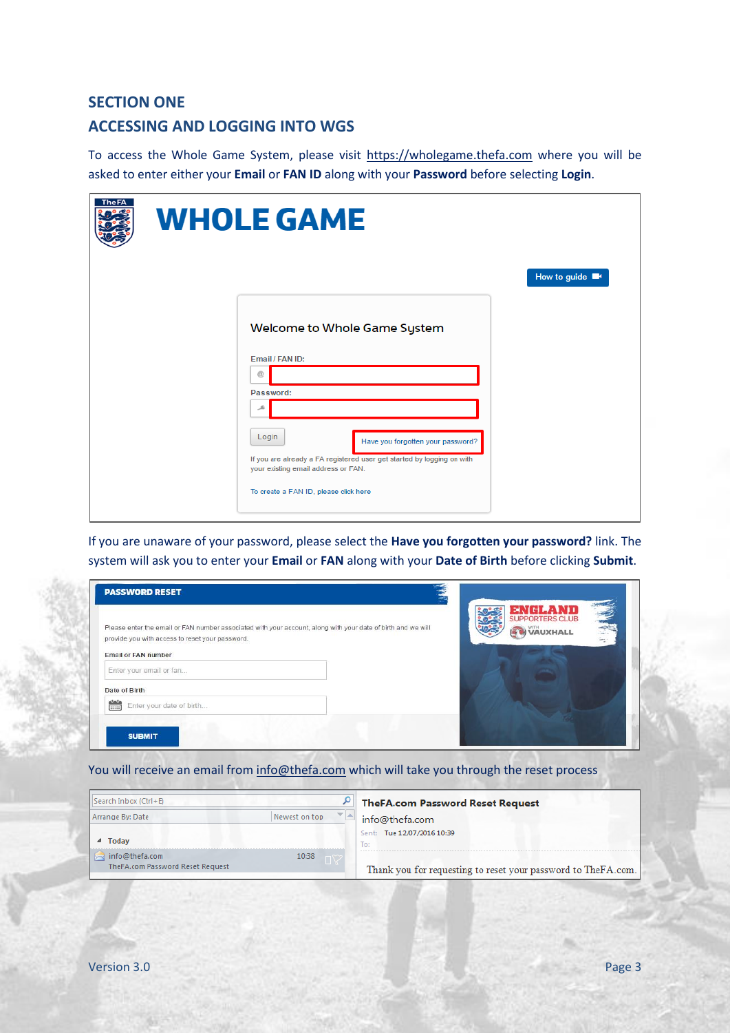## SECTION ONE

## ACCESSING AND LOGGING INTO WGS

To access the Whole Game System, please visit https://wholegame.thefa.com where you will be asked to enter either your **Email** or **FAN ID** along with your **Password** before selecting **Login**.

If you are unaware of your password, please select the **Have you forgotten your password?** link. The system will ask you to enter your **Email** or **FAN** along with your **Date of Birth** before clicking **Submit**.

You will receive an email from info@thefa.com which will take you through the reset process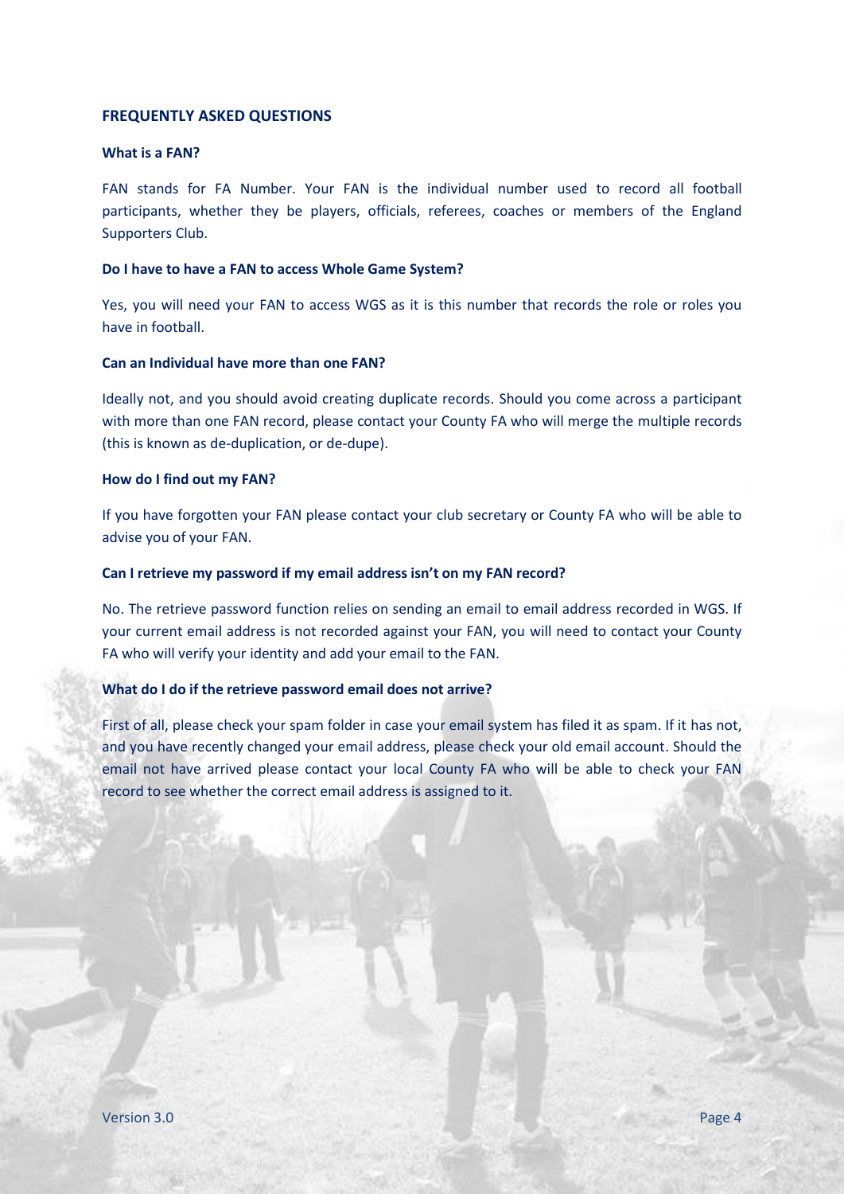## FREQUENTLY ASKED QUESTIONS

### What is a FAN?

FAN stands for FA Number. Your FAN is the individual number used to record all football participants, whether they be players, officials, referees, coaches or members of the England Supporters Club.

### Do I have to have a FAN to access Whole Game System?

Yes, you will need your FAN to access WGS as it is this number that records the role or roles you have in football.

### Can an Individual have more than one FAN?

Ideally not, and you should avoid creating duplicate records. Should you come across a participant with more than one FAN record, please contact your County FA who will merge the multiple records (this is known as de-duplication, or de-dupe).

### How do I find out my FAN?

If you have forgotten your FAN please contact your club secretary or County FA who will be able to advise you of your FAN.

### Can I retrieve my password if my email address isn't on my FAN record?

No. The retrieve password function relies on sending an email to email address recorded in WGS. If your current email address is not recorded against your FAN, you will need to contact your County FA who will verify your identity and add your email to the FAN.

### What do I do if the retrieve password email does not arrive?

First of all, please check your spam folder in case your email system has filed it as spam. If it has not, and you have recently changed your email address, please check your old email account. Should the email not have arrived please contact your local County FA who will be able to check your FAN record to see whether the correct email address is assigned to it.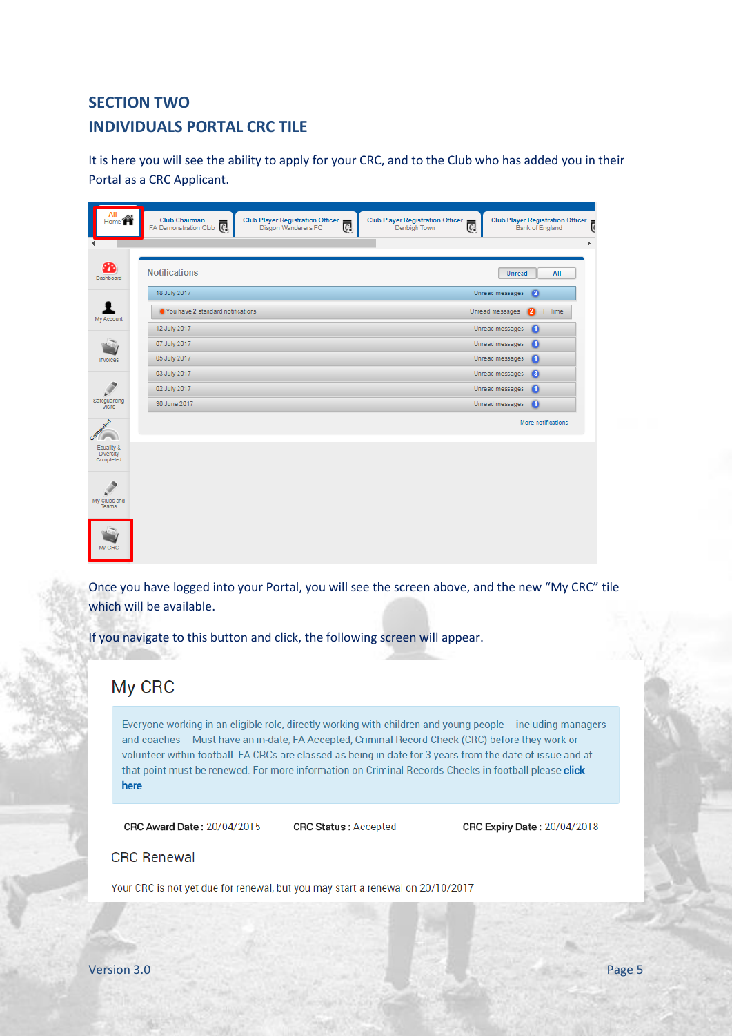## SECTION TWO
## INDIVIDUALS PORTAL CRC TILE

It is here you will see the ability to apply for your CRC, and to the Club who has added you in their Portal as a CRC Applicant.

Once you have logged into your Portal, you will see the screen above, and the new "My CRC" tile which will be available.

If you navigate to this button and click, the following screen will appear.

My CRC

Everyone working in an eligible role, directly working with children and young people – including managers and coaches – Must have an in-date, FA Accepted, Criminal Record Check (CRC) before they work or volunteer within football. FA CRCs are classed as being in-date for 3 years from the date of issue and at that point must be renewed. For more information on Criminal Records Checks in football please click here.

**CRC Award Date :** 20/04/2015 **CRC Status :** Accepted **CRC Expiry Date :** 20/04/2018

CRC Renewal

Your CRC is not yet due for renewal, but you may start a renewal on 20/10/2017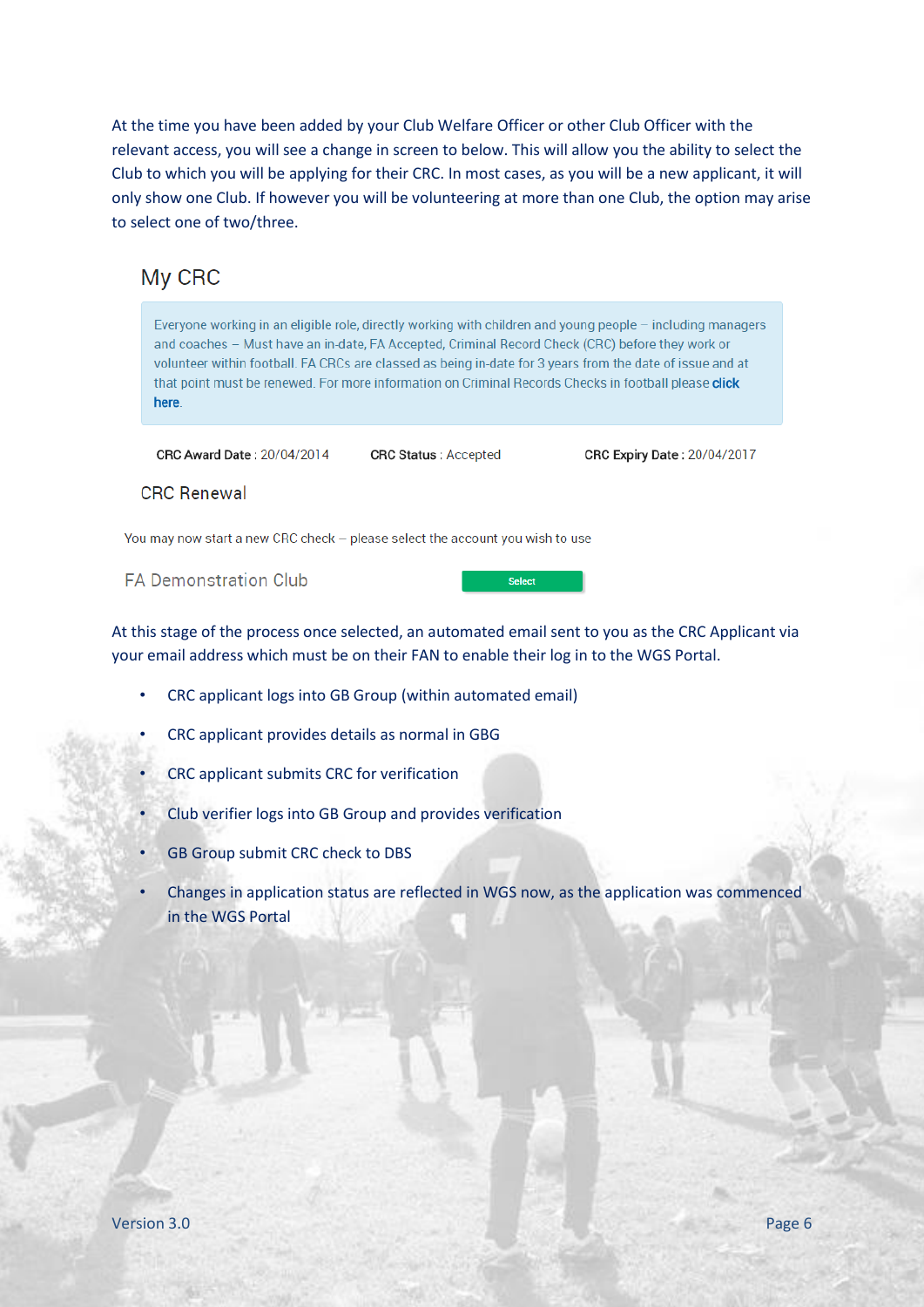At the time you have been added by your Club Welfare Officer or other Club Officer with the relevant access, you will see a change in screen to below. This will allow you the ability to select the Club to which you will be applying for their CRC. In most cases, as you will be a new applicant, it will only show one Club. If however you will be volunteering at more than one Club, the option may arise to select one of two/three.

## My CRC

Everyone working in an eligible role, directly working with children and young people – including managers and coaches – Must have an in-date, FA Accepted, Criminal Record Check (CRC) before they work or volunteer within football. FA CRCs are classed as being in-date for 3 years from the date of issue and at that point must be renewed. For more information on Criminal Records Checks in football please **click here**.

**CRC Award Date** : 20/04/2014 **CRC Status** : Accepted **CRC Expiry Date** : 20/04/2017

### CRC Renewal

You may now start a new CRC check – please select the account you wish to use

FA Demonstration Club Select

At this stage of the process once selected, an automated email sent to you as the CRC Applicant via your email address which must be on their FAN to enable their log in to the WGS Portal.

- CRC applicant logs into GB Group (within automated email)
- CRC applicant provides details as normal in GBG
- CRC applicant submits CRC for verification
- Club verifier logs into GB Group and provides verification
- GB Group submit CRC check to DBS
- Changes in application status are reflected in WGS now, as the application was commenced in the WGS Portal

Version 3.0